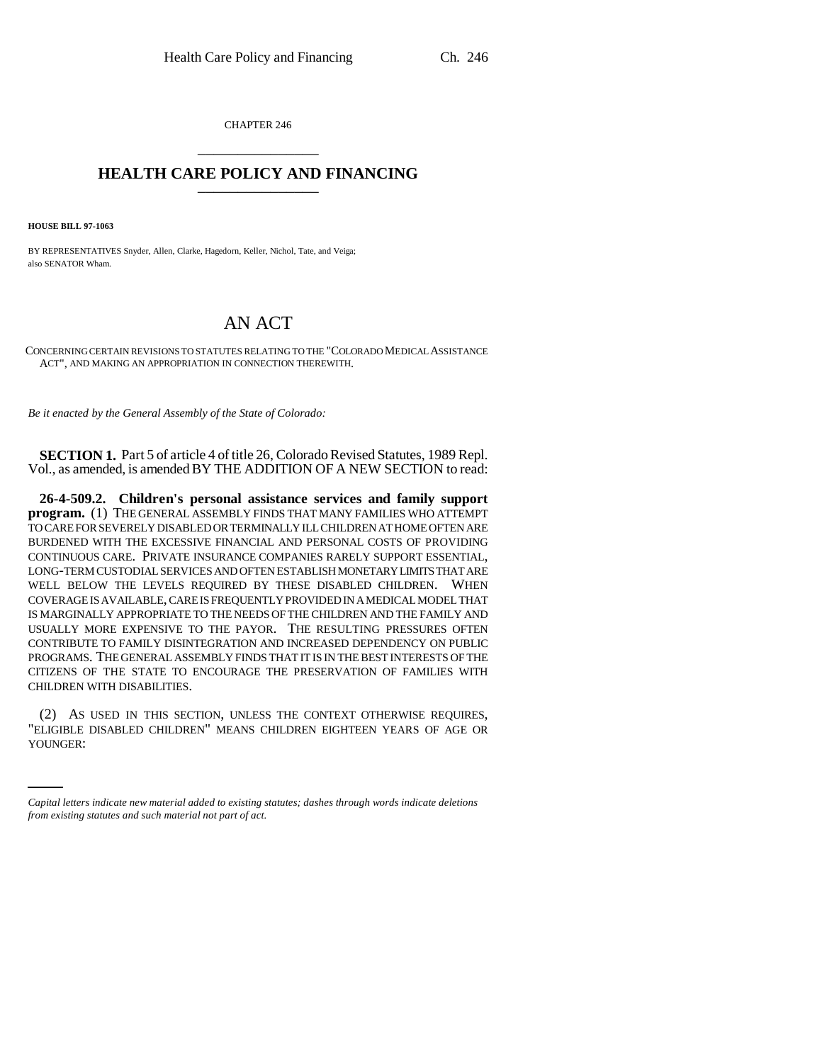CHAPTER 246

# HEALTH CARE POLICY AND FINANCING

**HOUSE BILL 97-1063**

BY REPRESENTATIVES Snyder, Allen, Clarke, Hagedorn, Keller, Nichol, Tate, and Veiga;
also SENATOR Wham.

## AN ACT

CONCERNING CERTAIN REVISIONS TO STATUTES RELATING TO THE "COLORADO MEDICAL ASSISTANCE ACT", AND MAKING AN APPROPRIATION IN CONNECTION THEREWITH.

*Be it enacted by the General Assembly of the State of Colorado:*

**SECTION 1.** Part 5 of article 4 of title 26, Colorado Revised Statutes, 1989 Repl. Vol., as amended, is amended BY THE ADDITION OF A NEW SECTION to read:

**26-4-509.2. Children's personal assistance services and family support program.** (1) THE GENERAL ASSEMBLY FINDS THAT MANY FAMILIES WHO ATTEMPT TO CARE FOR SEVERELY DISABLED OR TERMINALLY ILL CHILDREN AT HOME OFTEN ARE BURDENED WITH THE EXCESSIVE FINANCIAL AND PERSONAL COSTS OF PROVIDING CONTINUOUS CARE. PRIVATE INSURANCE COMPANIES RARELY SUPPORT ESSENTIAL, LONG-TERM CUSTODIAL SERVICES AND OFTEN ESTABLISH MONETARY LIMITS THAT ARE WELL BELOW THE LEVELS REQUIRED BY THESE DISABLED CHILDREN. WHEN COVERAGE IS AVAILABLE, CARE IS FREQUENTLY PROVIDED IN A MEDICAL MODEL THAT IS MARGINALLY APPROPRIATE TO THE NEEDS OF THE CHILDREN AND THE FAMILY AND USUALLY MORE EXPENSIVE TO THE PAYOR. THE RESULTING PRESSURES OFTEN CONTRIBUTE TO FAMILY DISINTEGRATION AND INCREASED DEPENDENCY ON PUBLIC PROGRAMS. THE GENERAL ASSEMBLY FINDS THAT IT IS IN THE BEST INTERESTS OF THE CITIZENS OF THE STATE TO ENCOURAGE THE PRESERVATION OF FAMILIES WITH CHILDREN WITH DISABILITIES.

(2) AS USED IN THIS SECTION, UNLESS THE CONTEXT OTHERWISE REQUIRES, "ELIGIBLE DISABLED CHILDREN" MEANS CHILDREN EIGHTEEN YEARS OF AGE OR YOUNGER:

*Capital letters indicate new material added to existing statutes; dashes through words indicate deletions from existing statutes and such material not part of act.*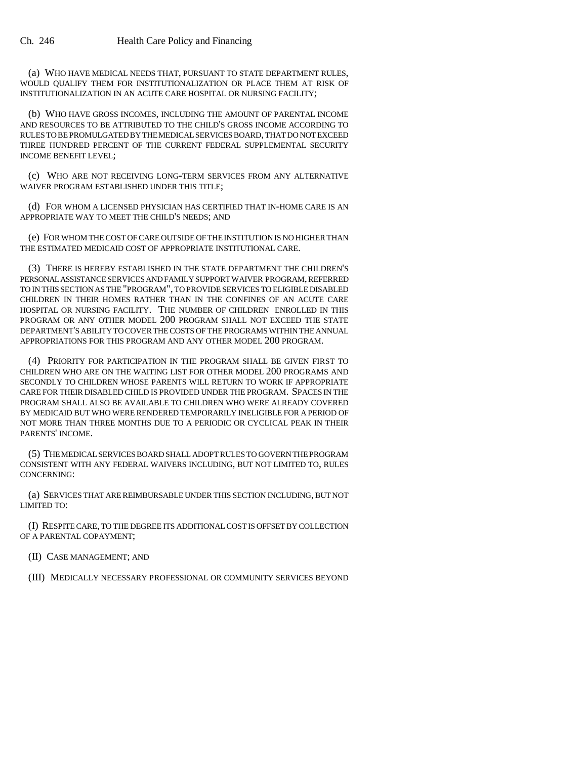(a) WHO HAVE MEDICAL NEEDS THAT, PURSUANT TO STATE DEPARTMENT RULES, WOULD QUALIFY THEM FOR INSTITUTIONALIZATION OR PLACE THEM AT RISK OF INSTITUTIONALIZATION IN AN ACUTE CARE HOSPITAL OR NURSING FACILITY;

(b) WHO HAVE GROSS INCOMES, INCLUDING THE AMOUNT OF PARENTAL INCOME AND RESOURCES TO BE ATTRIBUTED TO THE CHILD'S GROSS INCOME ACCORDING TO RULES TO BE PROMULGATED BY THE MEDICAL SERVICES BOARD, THAT DO NOT EXCEED THREE HUNDRED PERCENT OF THE CURRENT FEDERAL SUPPLEMENTAL SECURITY INCOME BENEFIT LEVEL;

(c) WHO ARE NOT RECEIVING LONG-TERM SERVICES FROM ANY ALTERNATIVE WAIVER PROGRAM ESTABLISHED UNDER THIS TITLE;

(d) FOR WHOM A LICENSED PHYSICIAN HAS CERTIFIED THAT IN-HOME CARE IS AN APPROPRIATE WAY TO MEET THE CHILD'S NEEDS; AND

(e) FOR WHOM THE COST OF CARE OUTSIDE OF THE INSTITUTION IS NO HIGHER THAN THE ESTIMATED MEDICAID COST OF APPROPRIATE INSTITUTIONAL CARE.

(3) THERE IS HEREBY ESTABLISHED IN THE STATE DEPARTMENT THE CHILDREN'S PERSONAL ASSISTANCE SERVICES AND FAMILY SUPPORT WAIVER PROGRAM, REFERRED TO IN THIS SECTION AS THE "PROGRAM", TO PROVIDE SERVICES TO ELIGIBLE DISABLED CHILDREN IN THEIR HOMES RATHER THAN IN THE CONFINES OF AN ACUTE CARE HOSPITAL OR NURSING FACILITY. THE NUMBER OF CHILDREN ENROLLED IN THIS PROGRAM OR ANY OTHER MODEL 200 PROGRAM SHALL NOT EXCEED THE STATE DEPARTMENT'S ABILITY TO COVER THE COSTS OF THE PROGRAMS WITHIN THE ANNUAL APPROPRIATIONS FOR THIS PROGRAM AND ANY OTHER MODEL 200 PROGRAM.

(4) PRIORITY FOR PARTICIPATION IN THE PROGRAM SHALL BE GIVEN FIRST TO CHILDREN WHO ARE ON THE WAITING LIST FOR OTHER MODEL 200 PROGRAMS AND SECONDLY TO CHILDREN WHOSE PARENTS WILL RETURN TO WORK IF APPROPRIATE CARE FOR THEIR DISABLED CHILD IS PROVIDED UNDER THE PROGRAM. SPACES IN THE PROGRAM SHALL ALSO BE AVAILABLE TO CHILDREN WHO WERE ALREADY COVERED BY MEDICAID BUT WHO WERE RENDERED TEMPORARILY INELIGIBLE FOR A PERIOD OF NOT MORE THAN THREE MONTHS DUE TO A PERIODIC OR CYCLICAL PEAK IN THEIR PARENTS' INCOME.

(5) THE MEDICAL SERVICES BOARD SHALL ADOPT RULES TO GOVERN THE PROGRAM CONSISTENT WITH ANY FEDERAL WAIVERS INCLUDING, BUT NOT LIMITED TO, RULES CONCERNING:

(a) SERVICES THAT ARE REIMBURSABLE UNDER THIS SECTION INCLUDING, BUT NOT LIMITED TO:

(I) RESPITE CARE, TO THE DEGREE ITS ADDITIONAL COST IS OFFSET BY COLLECTION OF A PARENTAL COPAYMENT;

(II) CASE MANAGEMENT; AND

(III) MEDICALLY NECESSARY PROFESSIONAL OR COMMUNITY SERVICES BEYOND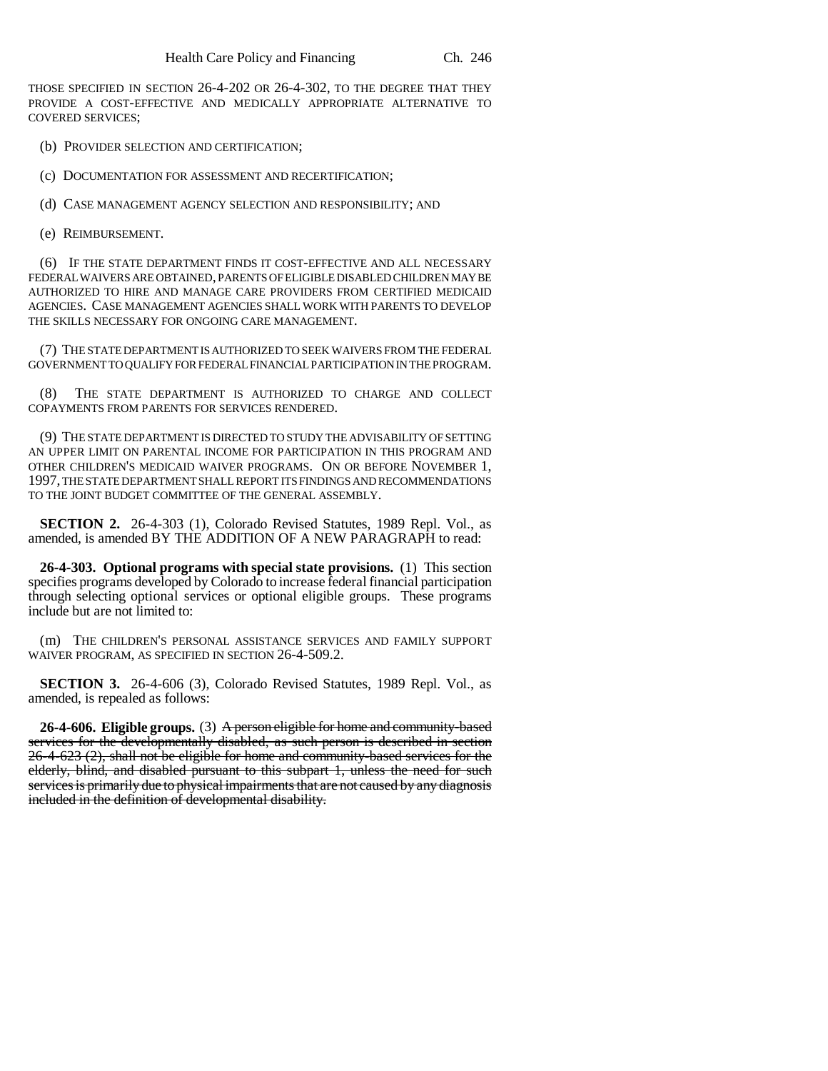THOSE SPECIFIED IN SECTION 26-4-202 OR 26-4-302, TO THE DEGREE THAT THEY PROVIDE A COST-EFFECTIVE AND MEDICALLY APPROPRIATE ALTERNATIVE TO COVERED SERVICES;

(b) PROVIDER SELECTION AND CERTIFICATION;

(c) DOCUMENTATION FOR ASSESSMENT AND RECERTIFICATION;

(d) CASE MANAGEMENT AGENCY SELECTION AND RESPONSIBILITY; AND

(e) REIMBURSEMENT.

(6) IF THE STATE DEPARTMENT FINDS IT COST-EFFECTIVE AND ALL NECESSARY FEDERAL WAIVERS ARE OBTAINED, PARENTS OF ELIGIBLE DISABLED CHILDREN MAY BE AUTHORIZED TO HIRE AND MANAGE CARE PROVIDERS FROM CERTIFIED MEDICAID AGENCIES. CASE MANAGEMENT AGENCIES SHALL WORK WITH PARENTS TO DEVELOP THE SKILLS NECESSARY FOR ONGOING CARE MANAGEMENT.

(7) THE STATE DEPARTMENT IS AUTHORIZED TO SEEK WAIVERS FROM THE FEDERAL GOVERNMENT TO QUALIFY FOR FEDERAL FINANCIAL PARTICIPATION IN THE PROGRAM.

(8) THE STATE DEPARTMENT IS AUTHORIZED TO CHARGE AND COLLECT COPAYMENTS FROM PARENTS FOR SERVICES RENDERED.

(9) THE STATE DEPARTMENT IS DIRECTED TO STUDY THE ADVISABILITY OF SETTING AN UPPER LIMIT ON PARENTAL INCOME FOR PARTICIPATION IN THIS PROGRAM AND OTHER CHILDREN'S MEDICAID WAIVER PROGRAMS. ON OR BEFORE NOVEMBER 1, 1997, THE STATE DEPARTMENT SHALL REPORT ITS FINDINGS AND RECOMMENDATIONS TO THE JOINT BUDGET COMMITTEE OF THE GENERAL ASSEMBLY.

**SECTION 2.** 26-4-303 (1), Colorado Revised Statutes, 1989 Repl. Vol., as amended, is amended BY THE ADDITION OF A NEW PARAGRAPH to read:

**26-4-303. Optional programs with special state provisions.** (1) This section specifies programs developed by Colorado to increase federal financial participation through selecting optional services or optional eligible groups. These programs include but are not limited to:

(m) THE CHILDREN'S PERSONAL ASSISTANCE SERVICES AND FAMILY SUPPORT WAIVER PROGRAM, AS SPECIFIED IN SECTION 26-4-509.2.

**SECTION 3.** 26-4-606 (3), Colorado Revised Statutes, 1989 Repl. Vol., as amended, is repealed as follows:

**26-4-606. Eligible groups.** (3) ~~A person eligible for home and community-based services for the developmentally disabled, as such person is described in section 26-4-623 (2), shall not be eligible for home and community-based services for the elderly, blind, and disabled pursuant to this subpart 1, unless the need for such services is primarily due to physical impairments that are not caused by any diagnosis included in the definition of developmental disability.~~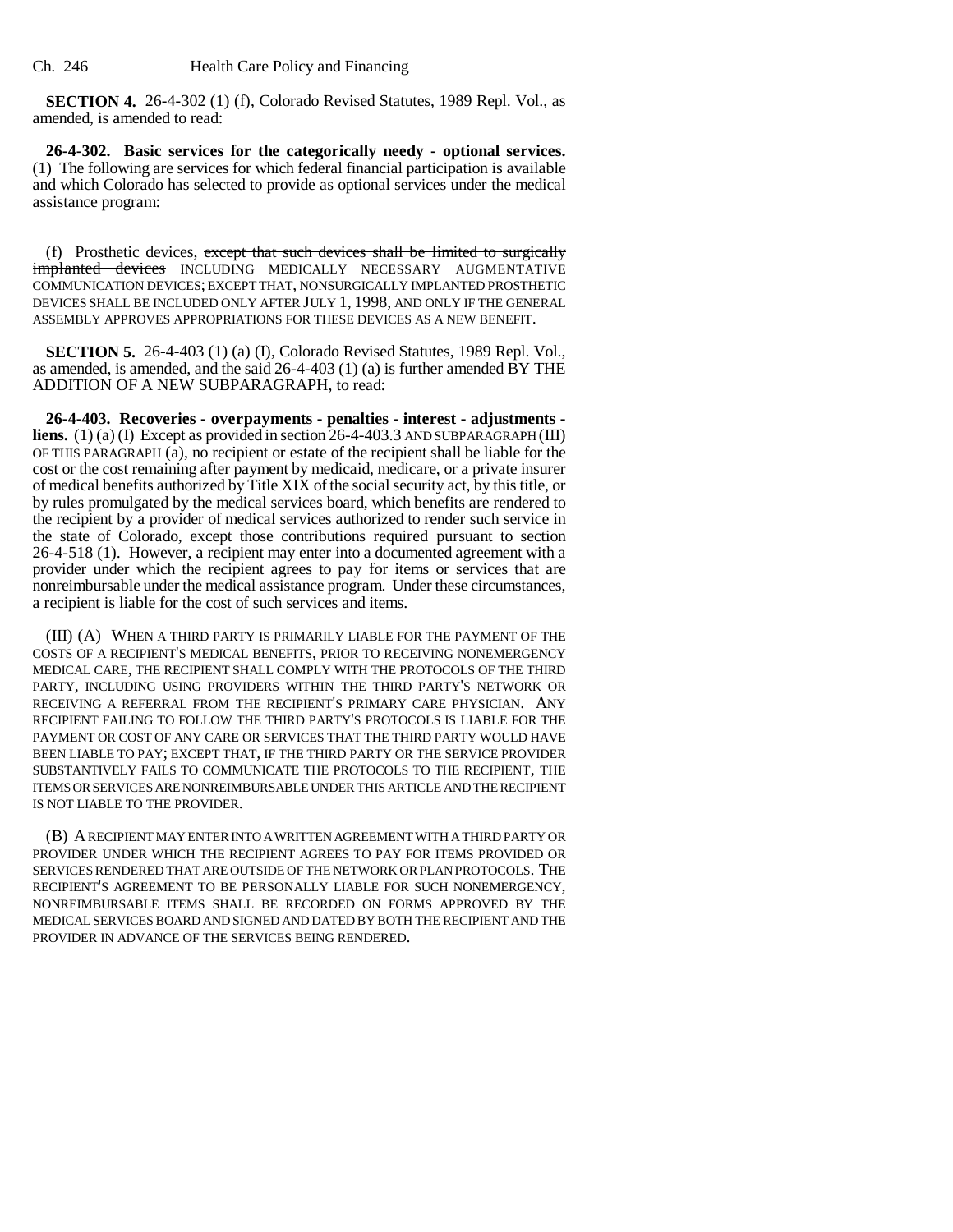**SECTION 4.** 26-4-302 (1) (f), Colorado Revised Statutes, 1989 Repl. Vol., as amended, is amended to read:

**26-4-302. Basic services for the categorically needy - optional services.** (1) The following are services for which federal financial participation is available and which Colorado has selected to provide as optional services under the medical assistance program:

(f) Prosthetic devices, ~~except that such devices shall be limited to surgically implanted devices~~ INCLUDING MEDICALLY NECESSARY AUGMENTATIVE COMMUNICATION DEVICES; EXCEPT THAT, NONSURGICALLY IMPLANTED PROSTHETIC DEVICES SHALL BE INCLUDED ONLY AFTER JULY 1, 1998, AND ONLY IF THE GENERAL ASSEMBLY APPROVES APPROPRIATIONS FOR THESE DEVICES AS A NEW BENEFIT.

**SECTION 5.** 26-4-403 (1) (a) (I), Colorado Revised Statutes, 1989 Repl. Vol., as amended, is amended, and the said 26-4-403 (1) (a) is further amended BY THE ADDITION OF A NEW SUBPARAGRAPH, to read:

**26-4-403. Recoveries - overpayments - penalties - interest - adjustments - liens.** (1) (a) (I) Except as provided in section 26-4-403.3 AND SUBPARAGRAPH (III) OF THIS PARAGRAPH (a), no recipient or estate of the recipient shall be liable for the cost or the cost remaining after payment by medicaid, medicare, or a private insurer of medical benefits authorized by Title XIX of the social security act, by this title, or by rules promulgated by the medical services board, which benefits are rendered to the recipient by a provider of medical services authorized to render such service in the state of Colorado, except those contributions required pursuant to section 26-4-518 (1). However, a recipient may enter into a documented agreement with a provider under which the recipient agrees to pay for items or services that are nonreimbursable under the medical assistance program. Under these circumstances, a recipient is liable for the cost of such services and items.

(III) (A) WHEN A THIRD PARTY IS PRIMARILY LIABLE FOR THE PAYMENT OF THE COSTS OF A RECIPIENT'S MEDICAL BENEFITS, PRIOR TO RECEIVING NONEMERGENCY MEDICAL CARE, THE RECIPIENT SHALL COMPLY WITH THE PROTOCOLS OF THE THIRD PARTY, INCLUDING USING PROVIDERS WITHIN THE THIRD PARTY'S NETWORK OR RECEIVING A REFERRAL FROM THE RECIPIENT'S PRIMARY CARE PHYSICIAN. ANY RECIPIENT FAILING TO FOLLOW THE THIRD PARTY'S PROTOCOLS IS LIABLE FOR THE PAYMENT OR COST OF ANY CARE OR SERVICES THAT THE THIRD PARTY WOULD HAVE BEEN LIABLE TO PAY; EXCEPT THAT, IF THE THIRD PARTY OR THE SERVICE PROVIDER SUBSTANTIVELY FAILS TO COMMUNICATE THE PROTOCOLS TO THE RECIPIENT, THE ITEMS OR SERVICES ARE NONREIMBURSABLE UNDER THIS ARTICLE AND THE RECIPIENT IS NOT LIABLE TO THE PROVIDER.

(B) A RECIPIENT MAY ENTER INTO A WRITTEN AGREEMENT WITH A THIRD PARTY OR PROVIDER UNDER WHICH THE RECIPIENT AGREES TO PAY FOR ITEMS PROVIDED OR SERVICES RENDERED THAT ARE OUTSIDE OF THE NETWORK OR PLAN PROTOCOLS. THE RECIPIENT'S AGREEMENT TO BE PERSONALLY LIABLE FOR SUCH NONEMERGENCY, NONREIMBURSABLE ITEMS SHALL BE RECORDED ON FORMS APPROVED BY THE MEDICAL SERVICES BOARD AND SIGNED AND DATED BY BOTH THE RECIPIENT AND THE PROVIDER IN ADVANCE OF THE SERVICES BEING RENDERED.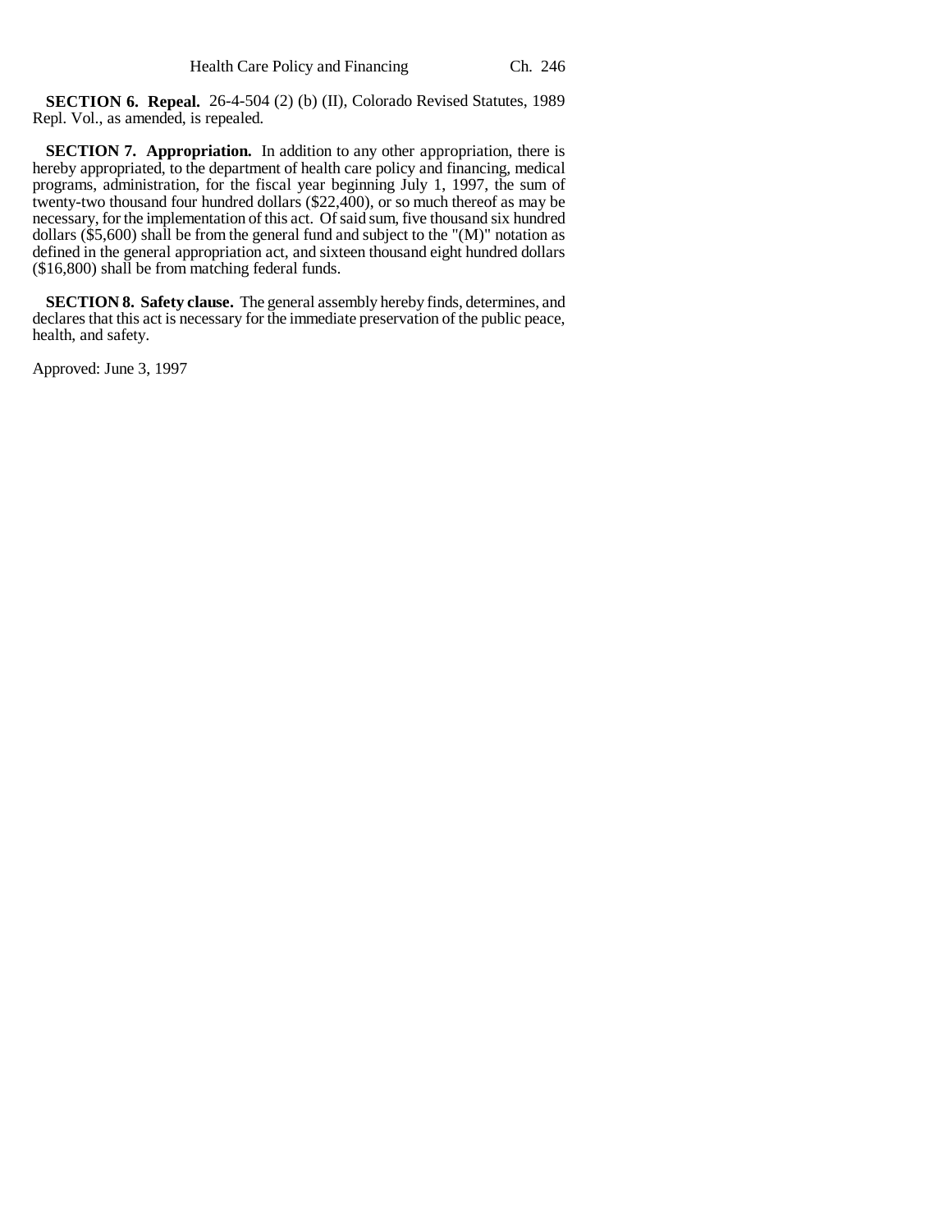**SECTION 6. Repeal.** 26-4-504 (2) (b) (II), Colorado Revised Statutes, 1989 Repl. Vol., as amended, is repealed.

**SECTION 7. Appropriation.** In addition to any other appropriation, there is hereby appropriated, to the department of health care policy and financing, medical programs, administration, for the fiscal year beginning July 1, 1997, the sum of twenty-two thousand four hundred dollars ($22,400), or so much thereof as may be necessary, for the implementation of this act. Of said sum, five thousand six hundred dollars ($5,600) shall be from the general fund and subject to the "(M)" notation as defined in the general appropriation act, and sixteen thousand eight hundred dollars ($16,800) shall be from matching federal funds.

**SECTION 8. Safety clause.** The general assembly hereby finds, determines, and declares that this act is necessary for the immediate preservation of the public peace, health, and safety.

Approved: June 3, 1997